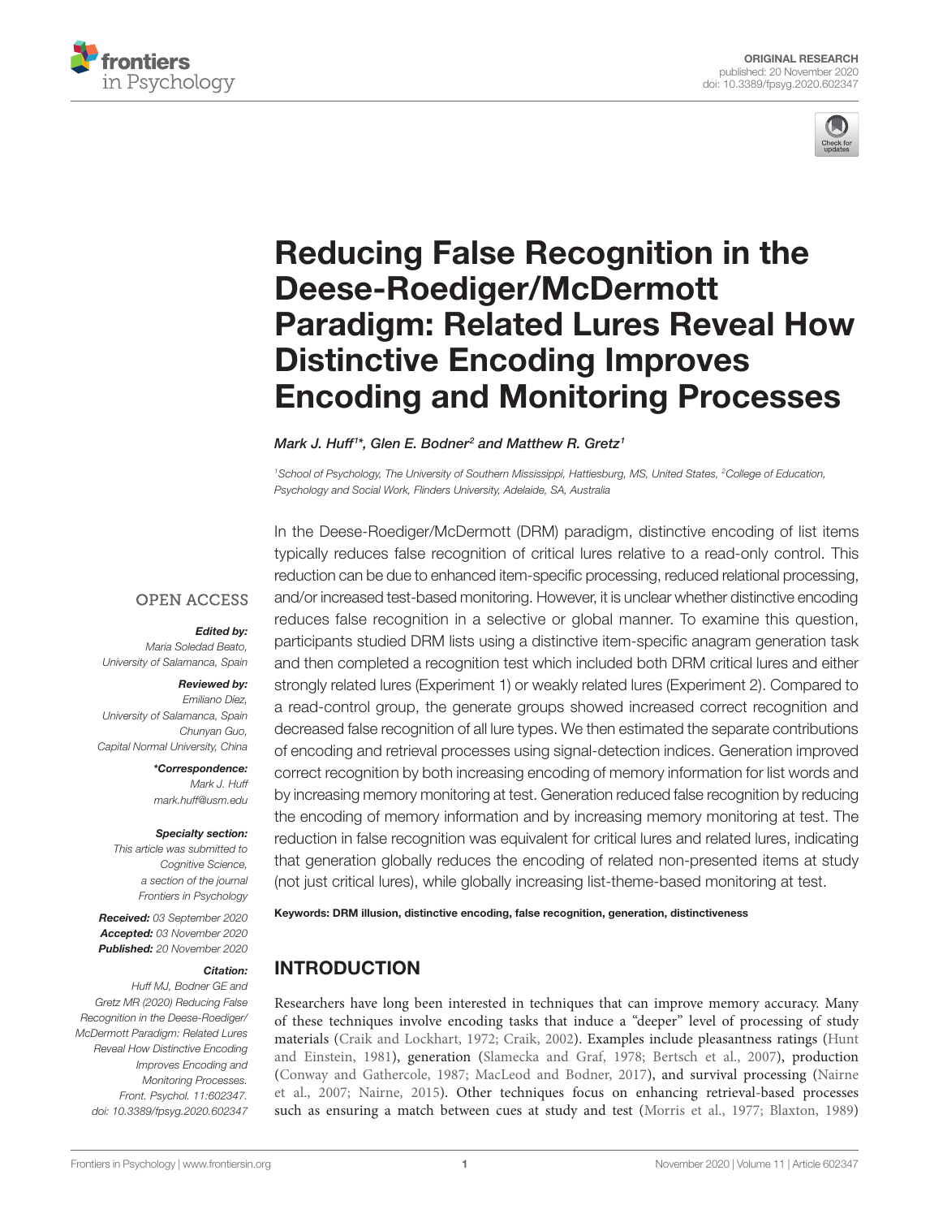ORIGINAL RESEARCH
published: 20 November 2020
doi: 10.3389/fpsyg.2020.602347

# Reducing False Recognition in the Deese-Roediger/McDermott Paradigm: Related Lures Reveal How Distinctive Encoding Improves Encoding and Monitoring Processes

*Mark J. Huff[1]*, Glen E. Bodner[2] and Matthew R. Gretz[1]*

[1]School of Psychology, The University of Southern Mississippi, Hattiesburg, MS, United States, [2]College of Education, Psychology and Social Work, Flinders University, Adelaide, SA, Australia

OPEN ACCESS

***Edited by:***
*Maria Soledad Beato, University of Salamanca, Spain*

***Reviewed by:***
*Emiliano Díez, University of Salamanca, Spain*
*Chunyan Guo, Capital Normal University, China*

****Correspondence:***
*Mark J. Huff*
*mark.huff@usm.edu*

***Specialty section:***
*This article was submitted to Cognitive Science, a section of the journal Frontiers in Psychology*

***Received:*** *03 September 2020*
***Accepted:*** *03 November 2020*
***Published:*** *20 November 2020*

***Citation:***
*Huff MJ, Bodner GE and Gretz MR (2020) Reducing False Recognition in the Deese-Roediger/McDermott Paradigm: Related Lures Reveal How Distinctive Encoding Improves Encoding and Monitoring Processes. Front. Psychol. 11:602347. doi: 10.3389/fpsyg.2020.602347*

In the Deese-Roediger/McDermott (DRM) paradigm, distinctive encoding of list items typically reduces false recognition of critical lures relative to a read-only control. This reduction can be due to enhanced item-specific processing, reduced relational processing, and/or increased test-based monitoring. However, it is unclear whether distinctive encoding reduces false recognition in a selective or global manner. To examine this question, participants studied DRM lists using a distinctive item-specific anagram generation task and then completed a recognition test which included both DRM critical lures and either strongly related lures (Experiment 1) or weakly related lures (Experiment 2). Compared to a read-control group, the generate groups showed increased correct recognition and decreased false recognition of all lure types. We then estimated the separate contributions of encoding and retrieval processes using signal-detection indices. Generation improved correct recognition by both increasing encoding of memory information for list words and by increasing memory monitoring at test. Generation reduced false recognition by reducing the encoding of memory information and by increasing memory monitoring at test. The reduction in false recognition was equivalent for critical lures and related lures, indicating that generation globally reduces the encoding of related non-presented items at study (not just critical lures), while globally increasing list-theme-based monitoring at test.

**Keywords: DRM illusion, distinctive encoding, false recognition, generation, distinctiveness**

## INTRODUCTION

Researchers have long been interested in techniques that can improve memory accuracy. Many of these techniques involve encoding tasks that induce a "deeper" level of processing of study materials (Craik and Lockhart, 1972; Craik, 2002). Examples include pleasantness ratings (Hunt and Einstein, 1981), generation (Slamecka and Graf, 1978; Bertsch et al., 2007), production (Conway and Gathercole, 1987; MacLeod and Bodner, 2017), and survival processing (Nairne et al., 2007; Nairne, 2015). Other techniques focus on enhancing retrieval-based processes such as ensuring a match between cues at study and test (Morris et al., 1977; Blaxton, 1989)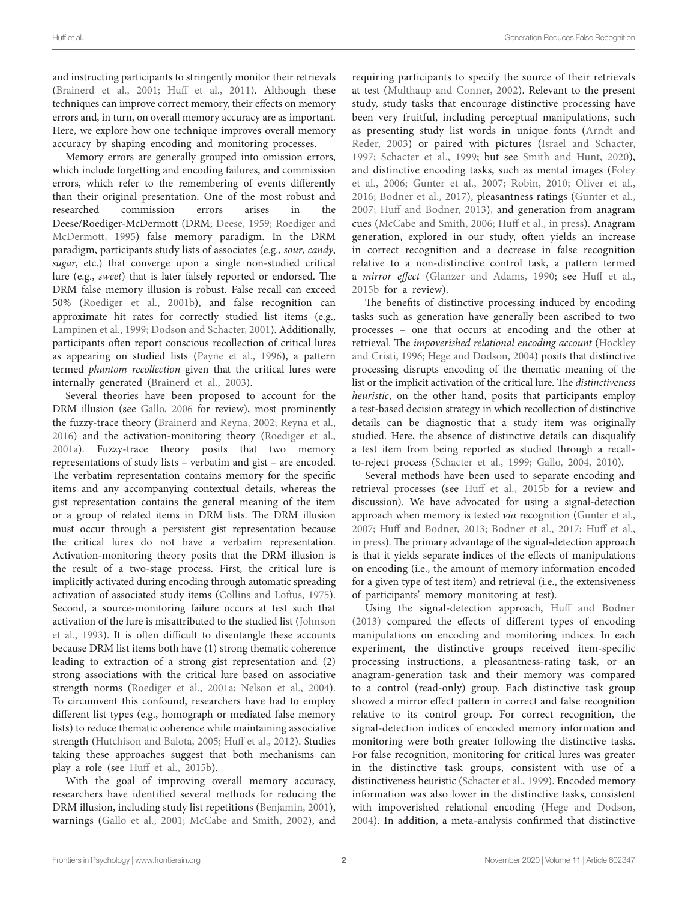and instructing participants to stringently monitor their retrievals (Brainerd et al., 2001; Huff et al., 2011). Although these techniques can improve correct memory, their effects on memory errors and, in turn, on overall memory accuracy are as important. Here, we explore how one technique improves overall memory accuracy by shaping encoding and monitoring processes.

Memory errors are generally grouped into omission errors, which include forgetting and encoding failures, and commission errors, which refer to the remembering of events differently than their original presentation. One of the most robust and researched commission errors arises in the Deese/Roediger-McDermott (DRM; Deese, 1959; Roediger and McDermott, 1995) false memory paradigm. In the DRM paradigm, participants study lists of associates (e.g., *sour*, *candy*, *sugar*, etc.) that converge upon a single non-studied critical lure (e.g., *sweet*) that is later falsely reported or endorsed. The DRM false memory illusion is robust. False recall can exceed 50% (Roediger et al., 2001b), and false recognition can approximate hit rates for correctly studied list items (e.g., Lampinen et al., 1999; Dodson and Schacter, 2001). Additionally, participants often report conscious recollection of critical lures as appearing on studied lists (Payne et al., 1996), a pattern termed *phantom recollection* given that the critical lures were internally generated (Brainerd et al., 2003).

Several theories have been proposed to account for the DRM illusion (see Gallo, 2006 for review), most prominently the fuzzy-trace theory (Brainerd and Reyna, 2002; Reyna et al., 2016) and the activation-monitoring theory (Roediger et al., 2001a). Fuzzy-trace theory posits that two memory representations of study lists – verbatim and gist – are encoded. The verbatim representation contains memory for the specific items and any accompanying contextual details, whereas the gist representation contains the general meaning of the item or a group of related items in DRM lists. The DRM illusion must occur through a persistent gist representation because the critical lures do not have a verbatim representation. Activation-monitoring theory posits that the DRM illusion is the result of a two-stage process. First, the critical lure is implicitly activated during encoding through automatic spreading activation of associated study items (Collins and Loftus, 1975). Second, a source-monitoring failure occurs at test such that activation of the lure is misattributed to the studied list (Johnson et al., 1993). It is often difficult to disentangle these accounts because DRM list items both have (1) strong thematic coherence leading to extraction of a strong gist representation and (2) strong associations with the critical lure based on associative strength norms (Roediger et al., 2001a; Nelson et al., 2004). To circumvent this confound, researchers have had to employ different list types (e.g., homograph or mediated false memory lists) to reduce thematic coherence while maintaining associative strength (Hutchison and Balota, 2005; Huff et al., 2012). Studies taking these approaches suggest that both mechanisms can play a role (see Huff et al., 2015b).

With the goal of improving overall memory accuracy, researchers have identified several methods for reducing the DRM illusion, including study list repetitions (Benjamin, 2001), warnings (Gallo et al., 2001; McCabe and Smith, 2002), and requiring participants to specify the source of their retrievals at test (Multhaup and Conner, 2002). Relevant to the present study, study tasks that encourage distinctive processing have been very fruitful, including perceptual manipulations, such as presenting study list words in unique fonts (Arndt and Reder, 2003) or paired with pictures (Israel and Schacter, 1997; Schacter et al., 1999; but see Smith and Hunt, 2020), and distinctive encoding tasks, such as mental images (Foley et al., 2006; Gunter et al., 2007; Robin, 2010; Oliver et al., 2016; Bodner et al., 2017), pleasantness ratings (Gunter et al., 2007; Huff and Bodner, 2013), and generation from anagram cues (McCabe and Smith, 2006; Huff et al., in press). Anagram generation, explored in our study, often yields an increase in correct recognition and a decrease in false recognition relative to a non-distinctive control task, a pattern termed a *mirror effect* (Glanzer and Adams, 1990; see Huff et al., 2015b for a review).

The benefits of distinctive processing induced by encoding tasks such as generation have generally been ascribed to two processes – one that occurs at encoding and the other at retrieval. The *impoverished relational encoding account* (Hockley and Cristi, 1996; Hege and Dodson, 2004) posits that distinctive processing disrupts encoding of the thematic meaning of the list or the implicit activation of the critical lure. The *distinctiveness heuristic*, on the other hand, posits that participants employ a test-based decision strategy in which recollection of distinctive details can be diagnostic that a study item was originally studied. Here, the absence of distinctive details can disqualify a test item from being reported as studied through a recall-to-reject process (Schacter et al., 1999; Gallo, 2004, 2010).

Several methods have been used to separate encoding and retrieval processes (see Huff et al., 2015b for a review and discussion). We have advocated for using a signal-detection approach when memory is tested *via* recognition (Gunter et al., 2007; Huff and Bodner, 2013; Bodner et al., 2017; Huff et al., in press). The primary advantage of the signal-detection approach is that it yields separate indices of the effects of manipulations on encoding (i.e., the amount of memory information encoded for a given type of test item) and retrieval (i.e., the extensiveness of participants' memory monitoring at test).

Using the signal-detection approach, Huff and Bodner (2013) compared the effects of different types of encoding manipulations on encoding and monitoring indices. In each experiment, the distinctive groups received item-specific processing instructions, a pleasantness-rating task, or an anagram-generation task and their memory was compared to a control (read-only) group. Each distinctive task group showed a mirror effect pattern in correct and false recognition relative to its control group. For correct recognition, the signal-detection indices of encoded memory information and monitoring were both greater following the distinctive tasks. For false recognition, monitoring for critical lures was greater in the distinctive task groups, consistent with use of a distinctiveness heuristic (Schacter et al., 1999). Encoded memory information was also lower in the distinctive tasks, consistent with impoverished relational encoding (Hege and Dodson, 2004). In addition, a meta-analysis confirmed that distinctive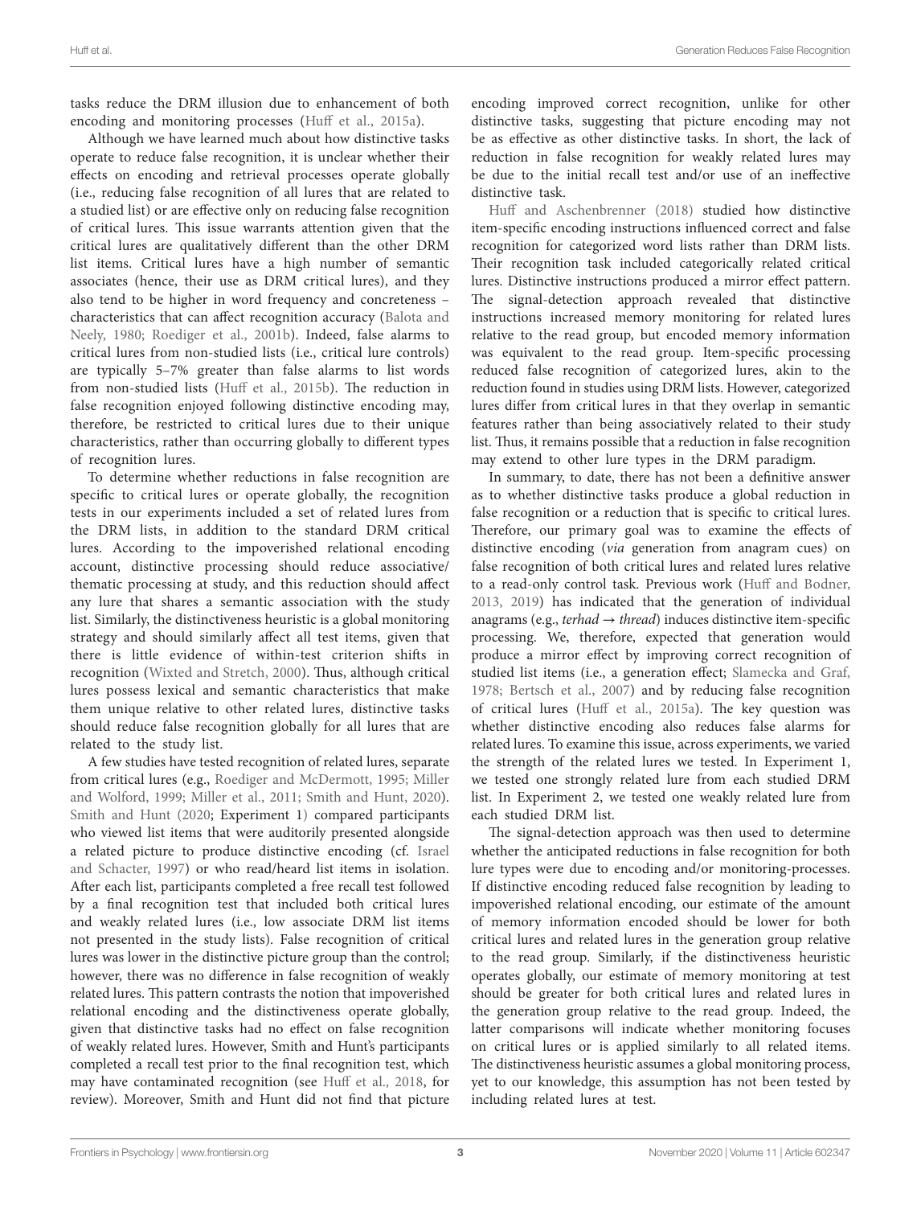tasks reduce the DRM illusion due to enhancement of both encoding and monitoring processes (Huff et al., 2015a).

Although we have learned much about how distinctive tasks operate to reduce false recognition, it is unclear whether their effects on encoding and retrieval processes operate globally (i.e., reducing false recognition of all lures that are related to a studied list) or are effective only on reducing false recognition of critical lures. This issue warrants attention given that the critical lures are qualitatively different than the other DRM list items. Critical lures have a high number of semantic associates (hence, their use as DRM critical lures), and they also tend to be higher in word frequency and concreteness – characteristics that can affect recognition accuracy (Balota and Neely, 1980; Roediger et al., 2001b). Indeed, false alarms to critical lures from non-studied lists (i.e., critical lure controls) are typically 5–7% greater than false alarms to list words from non-studied lists (Huff et al., 2015b). The reduction in false recognition enjoyed following distinctive encoding may, therefore, be restricted to critical lures due to their unique characteristics, rather than occurring globally to different types of recognition lures.

To determine whether reductions in false recognition are specific to critical lures or operate globally, the recognition tests in our experiments included a set of related lures from the DRM lists, in addition to the standard DRM critical lures. According to the impoverished relational encoding account, distinctive processing should reduce associative/thematic processing at study, and this reduction should affect any lure that shares a semantic association with the study list. Similarly, the distinctiveness heuristic is a global monitoring strategy and should similarly affect all test items, given that there is little evidence of within-test criterion shifts in recognition (Wixted and Stretch, 2000). Thus, although critical lures possess lexical and semantic characteristics that make them unique relative to other related lures, distinctive tasks should reduce false recognition globally for all lures that are related to the study list.

A few studies have tested recognition of related lures, separate from critical lures (e.g., Roediger and McDermott, 1995; Miller and Wolford, 1999; Miller et al., 2011; Smith and Hunt, 2020). Smith and Hunt (2020; Experiment 1) compared participants who viewed list items that were auditorily presented alongside a related picture to produce distinctive encoding (cf. Israel and Schacter, 1997) or who read/heard list items in isolation. After each list, participants completed a free recall test followed by a final recognition test that included both critical lures and weakly related lures (i.e., low associate DRM list items not presented in the study lists). False recognition of critical lures was lower in the distinctive picture group than the control; however, there was no difference in false recognition of weakly related lures. This pattern contrasts the notion that impoverished relational encoding and the distinctiveness operate globally, given that distinctive tasks had no effect on false recognition of weakly related lures. However, Smith and Hunt's participants completed a recall test prior to the final recognition test, which may have contaminated recognition (see Huff et al., 2018, for review). Moreover, Smith and Hunt did not find that picture encoding improved correct recognition, unlike for other distinctive tasks, suggesting that picture encoding may not be as effective as other distinctive tasks. In short, the lack of reduction in false recognition for weakly related lures may be due to the initial recall test and/or use of an ineffective distinctive task.

Huff and Aschenbrenner (2018) studied how distinctive item-specific encoding instructions influenced correct and false recognition for categorized word lists rather than DRM lists. Their recognition task included categorically related critical lures. Distinctive instructions produced a mirror effect pattern. The signal-detection approach revealed that distinctive instructions increased memory monitoring for related lures relative to the read group, but encoded memory information was equivalent to the read group. Item-specific processing reduced false recognition of categorized lures, akin to the reduction found in studies using DRM lists. However, categorized lures differ from critical lures in that they overlap in semantic features rather than being associatively related to their study list. Thus, it remains possible that a reduction in false recognition may extend to other lure types in the DRM paradigm.

In summary, to date, there has not been a definitive answer as to whether distinctive tasks produce a global reduction in false recognition or a reduction that is specific to critical lures. Therefore, our primary goal was to examine the effects of distinctive encoding (*via* generation from anagram cues) on false recognition of both critical lures and related lures relative to a read-only control task. Previous work (Huff and Bodner, 2013, 2019) has indicated that the generation of individual anagrams (e.g., *terhad* → *thread*) induces distinctive item-specific processing. We, therefore, expected that generation would produce a mirror effect by improving correct recognition of studied list items (i.e., a generation effect; Slamecka and Graf, 1978; Bertsch et al., 2007) and by reducing false recognition of critical lures (Huff et al., 2015a). The key question was whether distinctive encoding also reduces false alarms for related lures. To examine this issue, across experiments, we varied the strength of the related lures we tested. In Experiment 1, we tested one strongly related lure from each studied DRM list. In Experiment 2, we tested one weakly related lure from each studied DRM list.

The signal-detection approach was then used to determine whether the anticipated reductions in false recognition for both lure types were due to encoding and/or monitoring-processes. If distinctive encoding reduced false recognition by leading to impoverished relational encoding, our estimate of the amount of memory information encoded should be lower for both critical lures and related lures in the generation group relative to the read group. Similarly, if the distinctiveness heuristic operates globally, our estimate of memory monitoring at test should be greater for both critical lures and related lures in the generation group relative to the read group. Indeed, the latter comparisons will indicate whether monitoring focuses on critical lures or is applied similarly to all related items. The distinctiveness heuristic assumes a global monitoring process, yet to our knowledge, this assumption has not been tested by including related lures at test.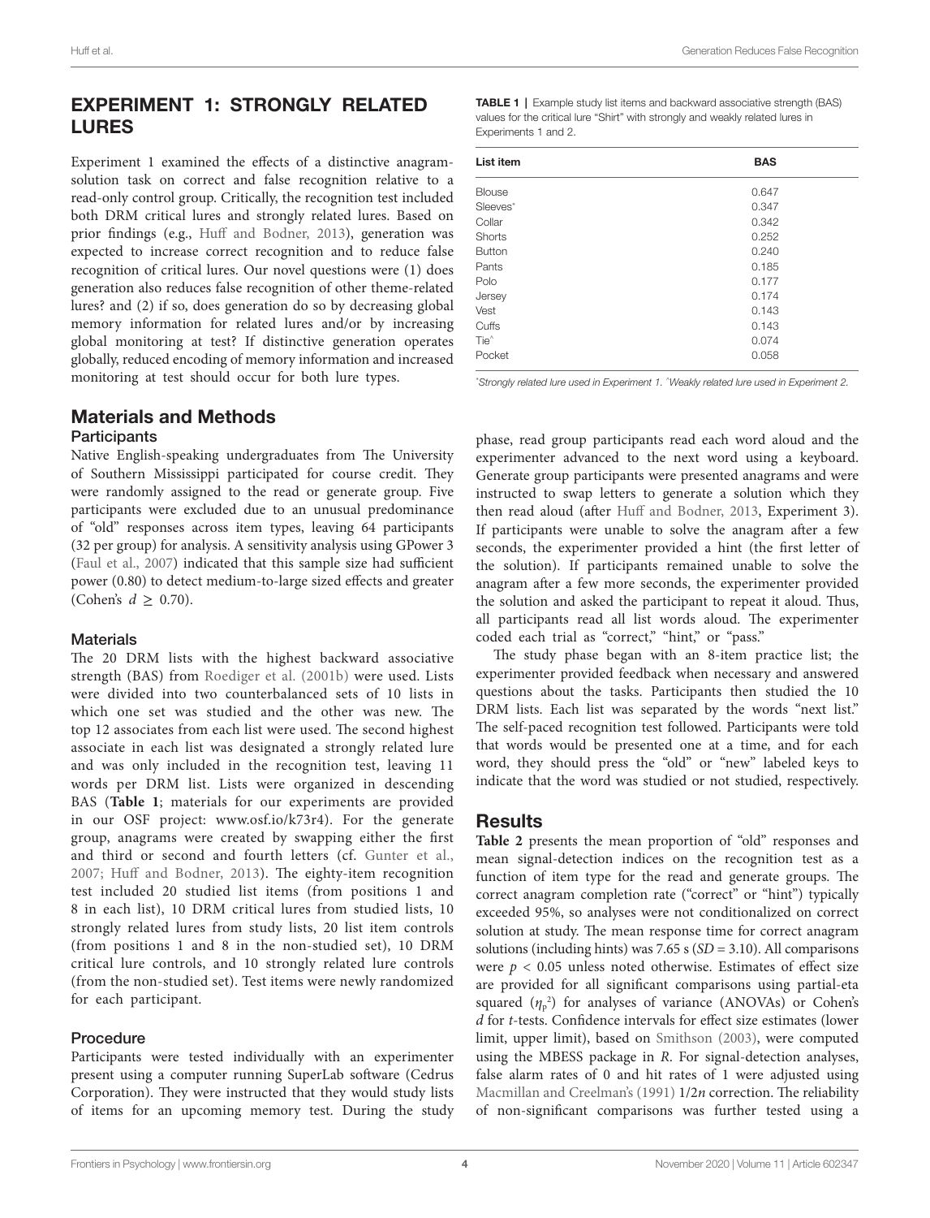## EXPERIMENT 1: STRONGLY RELATED LURES

Experiment 1 examined the effects of a distinctive anagram-solution task on correct and false recognition relative to a read-only control group. Critically, the recognition test included both DRM critical lures and strongly related lures. Based on prior findings (e.g., Huff and Bodner, 2013), generation was expected to increase correct recognition and to reduce false recognition of critical lures. Our novel questions were (1) does generation also reduces false recognition of other theme-related lures? and (2) if so, does generation do so by decreasing global memory information for related lures and/or by increasing global monitoring at test? If distinctive generation operates globally, reduced encoding of memory information and increased monitoring at test should occur for both lure types.

## Materials and Methods

### Participants

Native English-speaking undergraduates from The University of Southern Mississippi participated for course credit. They were randomly assigned to the read or generate group. Five participants were excluded due to an unusual predominance of "old" responses across item types, leaving 64 participants (32 per group) for analysis. A sensitivity analysis using GPower 3 (Faul et al., 2007) indicated that this sample size had sufficient power (0.80) to detect medium-to-large sized effects and greater (Cohen's $d \geq 0.70$).

### Materials

The 20 DRM lists with the highest backward associative strength (BAS) from Roediger et al. (2001b) were used. Lists were divided into two counterbalanced sets of 10 lists in which one set was studied and the other was new. The top 12 associates from each list were used. The second highest associate in each list was designated a strongly related lure and was only included in the recognition test, leaving 11 words per DRM list. Lists were organized in descending BAS (**Table 1**; materials for our experiments are provided in our OSF project: www.osf.io/k73r4). For the generate group, anagrams were created by swapping either the first and third or second and fourth letters (cf. Gunter et al., 2007; Huff and Bodner, 2013). The eighty-item recognition test included 20 studied list items (from positions 1 and 8 in each list), 10 DRM critical lures from studied lists, 10 strongly related lures from study lists, 20 list item controls (from positions 1 and 8 in the non-studied set), 10 DRM critical lure controls, and 10 strongly related lure controls (from the non-studied set). Test items were newly randomized for each participant.

### Procedure

Participants were tested individually with an experimenter present using a computer running SuperLab software (Cedrus Corporation). They were instructed that they would study lists of items for an upcoming memory test. During the study phase, read group participants read each word aloud and the experimenter advanced to the next word using a keyboard. Generate group participants were presented anagrams and were instructed to swap letters to generate a solution which they then read aloud (after Huff and Bodner, 2013, Experiment 3). If participants were unable to solve the anagram after a few seconds, the experimenter provided a hint (the first letter of the solution). If participants remained unable to solve the anagram after a few more seconds, the experimenter provided the solution and asked the participant to repeat it aloud. Thus, all participants read all list words aloud. The experimenter coded each trial as "correct," "hint," or "pass."

The study phase began with an 8-item practice list; the experimenter provided feedback when necessary and answered questions about the tasks. Participants then studied the 10 DRM lists. Each list was separated by the words "next list." The self-paced recognition test followed. Participants were told that words would be presented one at a time, and for each word, they should press the "old" or "new" labeled keys to indicate that the word was studied or not studied, respectively.

**TABLE 1** | Example study list items and backward associative strength (BAS) values for the critical lure "Shirt" with strongly and weakly related lures in Experiments 1 and 2.

| List item | BAS |
|---|---|
| Blouse | 0.647 |
| Sleeves* | 0.347 |
| Collar | 0.342 |
| Shorts | 0.252 |
| Button | 0.240 |
| Pants | 0.185 |
| Polo | 0.177 |
| Jersey | 0.174 |
| Vest | 0.143 |
| Cuffs | 0.143 |
| Tie^ | 0.074 |
| Pocket | 0.058 |

*Strongly related lure used in Experiment 1. ^Weakly related lure used in Experiment 2.

## Results

**Table 2** presents the mean proportion of "old" responses and mean signal-detection indices on the recognition test as a function of item type for the read and generate groups. The correct anagram completion rate ("correct" or "hint") typically exceeded 95%, so analyses were not conditionalized on correct solution at study. The mean response time for correct anagram solutions (including hints) was 7.65 s ($SD = 3.10$). All comparisons were $p < 0.05$ unless noted otherwise. Estimates of effect size are provided for all significant comparisons using partial-eta squared ($\eta_p^2$) for analyses of variance (ANOVAs) or Cohen's $d$ for $t$-tests. Confidence intervals for effect size estimates (lower limit, upper limit), based on Smithson (2003), were computed using the MBESS package in *R*. For signal-detection analyses, false alarm rates of 0 and hit rates of 1 were adjusted using Macmillan and Creelman's (1991) $1/2n$ correction. The reliability of non-significant comparisons was further tested using a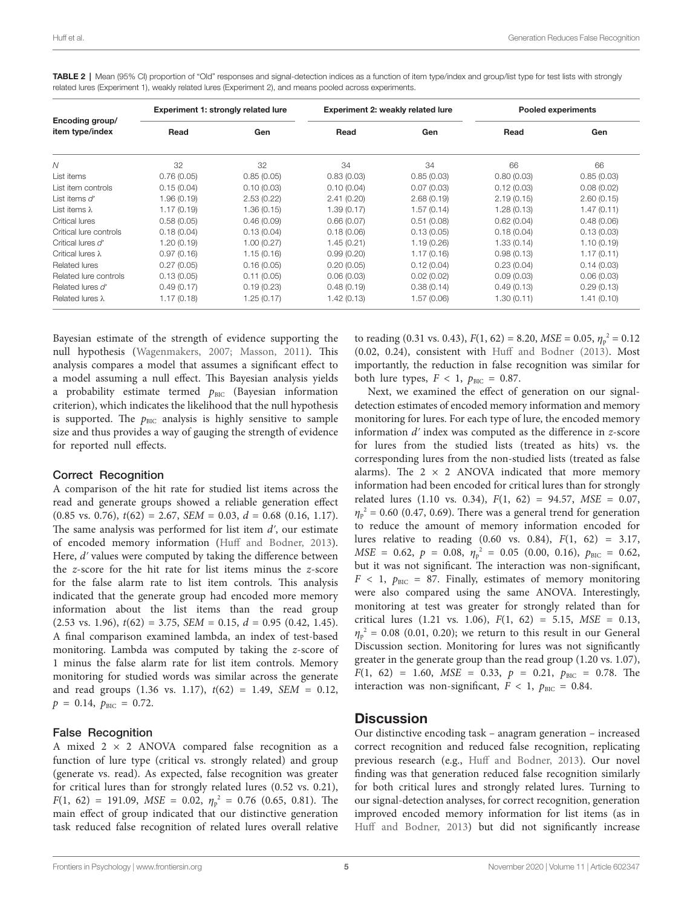**TABLE 2** | Mean (95% CI) proportion of "Old" responses and signal-detection indices as a function of item type/index and group/list type for test lists with strongly related lures (Experiment 1), weakly related lures (Experiment 2), and means pooled across experiments.

| Encoding group/ item type/index | Experiment 1: strongly related lure | | Experiment 2: weakly related lure | | Pooled experiments | |
|---|---|---|---|---|---|---|
| | Read | Gen | Read | Gen | Read | Gen |
| $N$ | 32 | 32 | 34 | 34 | 66 | 66 |
| List items | 0.76 (0.05) | 0.85 (0.05) | 0.83 (0.03) | 0.85 (0.03) | 0.80 (0.03) | 0.85 (0.03) |
| List item controls | 0.15 (0.04) | 0.10 (0.03) | 0.10 (0.04) | 0.07 (0.03) | 0.12 (0.03) | 0.08 (0.02) |
| List items $d'$ | 1.96 (0.19) | 2.53 (0.22) | 2.41 (0.20) | 2.68 (0.19) | 2.19 (0.15) | 2.60 (0.15) |
| List items $\lambda$ | 1.17 (0.19) | 1.36 (0.15) | 1.39 (0.17) | 1.57 (0.14) | 1.28 (0.13) | 1.47 (0.11) |
| Critical lures | 0.58 (0.05) | 0.46 (0.09) | 0.66 (0.07) | 0.51 (0.08) | 0.62 (0.04) | 0.48 (0.06) |
| Critical lure controls | 0.18 (0.04) | 0.13 (0.04) | 0.18 (0.06) | 0.13 (0.05) | 0.18 (0.04) | 0.13 (0.03) |
| Critical lures $d'$ | 1.20 (0.19) | 1.00 (0.27) | 1.45 (0.21) | 1.19 (0.26) | 1.33 (0.14) | 1.10 (0.19) |
| Critical lures $\lambda$ | 0.97 (0.16) | 1.15 (0.16) | 0.99 (0.20) | 1.17 (0.16) | 0.98 (0.13) | 1.17 (0.11) |
| Related lures | 0.27 (0.05) | 0.16 (0.05) | 0.20 (0.05) | 0.12 (0.04) | 0.23 (0.04) | 0.14 (0.03) |
| Related lure controls | 0.13 (0.05) | 0.11 (0.05) | 0.06 (0.03) | 0.02 (0.02) | 0.09 (0.03) | 0.06 (0.03) |
| Related lures $d'$ | 0.49 (0.17) | 0.19 (0.23) | 0.48 (0.19) | 0.38 (0.14) | 0.49 (0.13) | 0.29 (0.13) |
| Related lures $\lambda$ | 1.17 (0.18) | 1.25 (0.17) | 1.42 (0.13) | 1.57 (0.06) | 1.30 (0.11) | 1.41 (0.10) |

Bayesian estimate of the strength of evidence supporting the null hypothesis (Wagenmakers, 2007; Masson, 2011). This analysis compares a model that assumes a significant effect to a model assuming a null effect. This Bayesian analysis yields a probability estimate termed $p_{\text{BIC}}$ (Bayesian information criterion), which indicates the likelihood that the null hypothesis is supported. The $p_{\text{BIC}}$ analysis is highly sensitive to sample size and thus provides a way of gauging the strength of evidence for reported null effects.

### Correct Recognition

A comparison of the hit rate for studied list items across the read and generate groups showed a reliable generation effect (0.85 vs. 0.76), $t(62) = 2.67$, $SEM = 0.03$, $d = 0.68$ (0.16, 1.17). The same analysis was performed for list item $d'$, our estimate of encoded memory information (Huff and Bodner, 2013). Here, $d'$ values were computed by taking the difference between the $z$-score for the hit rate for list items minus the $z$-score for the false alarm rate to list item controls. This analysis indicated that the generate group had encoded more memory information about the list items than the read group (2.53 vs. 1.96), $t(62) = 3.75$, $SEM = 0.15$, $d = 0.95$ (0.42, 1.45). A final comparison examined lambda, an index of test-based monitoring. Lambda was computed by taking the $z$-score of 1 minus the false alarm rate for list item controls. Memory monitoring for studied words was similar across the generate and read groups (1.36 vs. 1.17), $t(62) = 1.49$, $SEM = 0.12$, $p = 0.14$, $p_{\text{BIC}} = 0.72$.

### False Recognition

A mixed 2 × 2 ANOVA compared false recognition as a function of lure type (critical vs. strongly related) and group (generate vs. read). As expected, false recognition was greater for critical lures than for strongly related lures (0.52 vs. 0.21), $F(1, 62) = 191.09$, $MSE = 0.02$, $\eta_p^2 = 0.76$ (0.65, 0.81). The main effect of group indicated that our distinctive generation task reduced false recognition of related lures overall relative to reading (0.31 vs. 0.43), $F(1, 62) = 8.20$, $MSE = 0.05$, $\eta_p^2 = 0.12$ (0.02, 0.24), consistent with Huff and Bodner (2013). Most importantly, the reduction in false recognition was similar for both lure types, $F < 1$, $p_{\text{BIC}} = 0.87$.

Next, we examined the effect of generation on our signal-detection estimates of encoded memory information and memory monitoring for lures. For each type of lure, the encoded memory information $d'$ index was computed as the difference in $z$-score for lures from the studied lists (treated as hits) vs. the corresponding lures from the non-studied lists (treated as false alarms). The 2 × 2 ANOVA indicated that more memory information had been encoded for critical lures than for strongly related lures (1.10 vs. 0.34), $F(1, 62) = 94.57$, $MSE = 0.07$, $\eta_p^2 = 0.60$ (0.47, 0.69). There was a general trend for generation to reduce the amount of memory information encoded for lures relative to reading (0.60 vs. 0.84), $F(1, 62) = 3.17$, $MSE = 0.62$, $p = 0.08$, $\eta_p^2 = 0.05$ (0.00, 0.16), $p_{\text{BIC}} = 0.62$, but it was not significant. The interaction was non-significant, $F < 1$, $p_{\text{BIC}} = 87$. Finally, estimates of memory monitoring were also compared using the same ANOVA. Interestingly, monitoring at test was greater for strongly related than for critical lures (1.21 vs. 1.06), $F(1, 62) = 5.15$, $MSE = 0.13$, $\eta_p^2 = 0.08$ (0.01, 0.20); we return to this result in our General Discussion section. Monitoring for lures was not significantly greater in the generate group than the read group (1.20 vs. 1.07), $F(1, 62) = 1.60$, $MSE = 0.33$, $p = 0.21$, $p_{\text{BIC}} = 0.78$. The interaction was non-significant, $F < 1$, $p_{\text{BIC}} = 0.84$.

## Discussion

Our distinctive encoding task – anagram generation – increased correct recognition and reduced false recognition, replicating previous research (e.g., Huff and Bodner, 2013). Our novel finding was that generation reduced false recognition similarly for both critical lures and strongly related lures. Turning to our signal-detection analyses, for correct recognition, generation improved encoded memory information for list items (as in Huff and Bodner, 2013) but did not significantly increase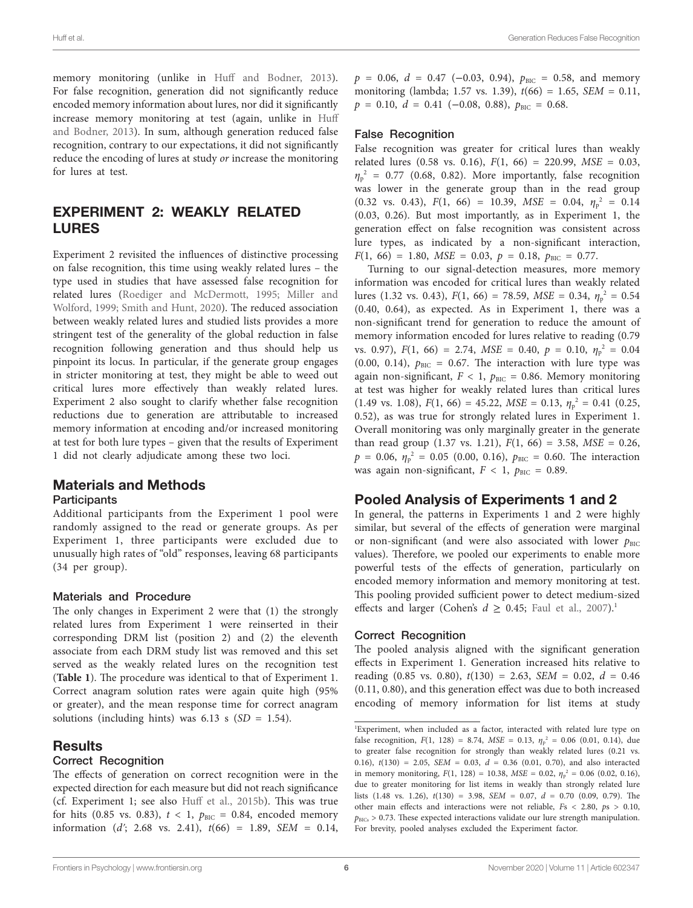memory monitoring (unlike in Huff and Bodner, 2013). For false recognition, generation did not significantly reduce encoded memory information about lures, nor did it significantly increase memory monitoring at test (again, unlike in Huff and Bodner, 2013). In sum, although generation reduced false recognition, contrary to our expectations, it did not significantly reduce the encoding of lures at study *or* increase the monitoring for lures at test.

## EXPERIMENT 2: WEAKLY RELATED LURES

Experiment 2 revisited the influences of distinctive processing on false recognition, this time using weakly related lures – the type used in studies that have assessed false recognition for related lures (Roediger and McDermott, 1995; Miller and Wolford, 1999; Smith and Hunt, 2020). The reduced association between weakly related lures and studied lists provides a more stringent test of the generality of the global reduction in false recognition following generation and thus should help us pinpoint its locus. In particular, if the generate group engages in stricter monitoring at test, they might be able to weed out critical lures more effectively than weakly related lures. Experiment 2 also sought to clarify whether false recognition reductions due to generation are attributable to increased memory information at encoding and/or increased monitoring at test for both lure types – given that the results of Experiment 1 did not clearly adjudicate among these two loci.

### Materials and Methods

#### Participants

Additional participants from the Experiment 1 pool were randomly assigned to the read or generate groups. As per Experiment 1, three participants were excluded due to unusually high rates of "old" responses, leaving 68 participants (34 per group).

#### Materials and Procedure

The only changes in Experiment 2 were that (1) the strongly related lures from Experiment 1 were reinserted in their corresponding DRM list (position 2) and (2) the eleventh associate from each DRM study list was removed and this set served as the weakly related lures on the recognition test (**Table 1**). The procedure was identical to that of Experiment 1. Correct anagram solution rates were again quite high (95% or greater), and the mean response time for correct anagram solutions (including hints) was 6.13 s ($SD$ = 1.54).

### Results

#### Correct Recognition

The effects of generation on correct recognition were in the expected direction for each measure but did not reach significance (cf. Experiment 1; see also Huff et al., 2015b). This was true for hits (0.85 vs. 0.83), $t < 1$, $p_{\text{BIC}}$ = 0.84, encoded memory information ($d'$; 2.68 vs. 2.41), $t(66) = 1.89$, $SEM = 0.14$, $p = 0.06$, $d = 0.47$ (−0.03, 0.94), $p_{\text{BIC}}$ = 0.58, and memory monitoring (lambda; 1.57 vs. 1.39), $t(66) = 1.65$, $SEM = 0.11$, $p = 0.10$, $d = 0.41$ (−0.08, 0.88), $p_{\text{BIC}}$ = 0.68.

#### False Recognition

False recognition was greater for critical lures than weakly related lures (0.58 vs. 0.16), $F(1, 66) = 220.99$, $MSE = 0.03$, $\eta_p^2 = 0.77$ (0.68, 0.82). More importantly, false recognition was lower in the generate group than in the read group (0.32 vs. 0.43), $F(1, 66) = 10.39$, $MSE = 0.04$, $\eta_p^2 = 0.14$ (0.03, 0.26). But most importantly, as in Experiment 1, the generation effect on false recognition was consistent across lure types, as indicated by a non-significant interaction, $F(1, 66) = 1.80$, $MSE = 0.03$, $p = 0.18$, $p_{\text{BIC}}$ = 0.77.

Turning to our signal-detection measures, more memory information was encoded for critical lures than weakly related lures (1.32 vs. 0.43), $F(1, 66) = 78.59$, $MSE = 0.34$, $\eta_p^2 = 0.54$ (0.40, 0.64), as expected. As in Experiment 1, there was a non-significant trend for generation to reduce the amount of memory information encoded for lures relative to reading (0.79 vs. 0.97), $F(1, 66) = 2.74$, $MSE = 0.40$, $p = 0.10$, $\eta_p^2 = 0.04$ (0.00, 0.14), $p_{\text{BIC}}$ = 0.67. The interaction with lure type was again non-significant, $F < 1$, $p_{\text{BIC}}$ = 0.86. Memory monitoring at test was higher for weakly related lures than critical lures (1.49 vs. 1.08), $F(1, 66) = 45.22$, $MSE = 0.13$, $\eta_p^2 = 0.41$ (0.25, 0.52), as was true for strongly related lures in Experiment 1. Overall monitoring was only marginally greater in the generate than read group (1.37 vs. 1.21), $F(1, 66) = 3.58$, $MSE = 0.26$, $p = 0.06$, $\eta_p^2 = 0.05$ (0.00, 0.16), $p_{\text{BIC}}$ = 0.60. The interaction was again non-significant, $F < 1$, $p_{\text{BIC}}$ = 0.89.

### Pooled Analysis of Experiments 1 and 2

In general, the patterns in Experiments 1 and 2 were highly similar, but several of the effects of generation were marginal or non-significant (and were also associated with lower $p_{\text{BIC}}$ values). Therefore, we pooled our experiments to enable more powerful tests of the effects of generation, particularly on encoded memory information and memory monitoring at test. This pooling provided sufficient power to detect medium-sized effects and larger (Cohen's $d \geq 0.45$; Faul et al., 2007).[1]

#### Correct Recognition

The pooled analysis aligned with the significant generation effects in Experiment 1. Generation increased hits relative to reading (0.85 vs. 0.80), $t(130) = 2.63$, $SEM = 0.02$, $d = 0.46$ (0.11, 0.80), and this generation effect was due to both increased encoding of memory information for list items at study

[1]Experiment, when included as a factor, interacted with related lure type on false recognition, $F(1, 128) = 8.74$, $MSE = 0.13$, $\eta_p^2 = 0.06$ (0.01, 0.14), due to greater false recognition for strongly than weakly related lures (0.21 vs. 0.16), $t(130) = 2.05$, $SEM = 0.03$, $d = 0.36$ (0.01, 0.70), and also interacted in memory monitoring, $F(1, 128) = 10.38$, $MSE = 0.02$, $\eta_p^2 = 0.06$ (0.02, 0.16), due to greater monitoring for list items in weakly than strongly related lure lists (1.48 vs. 1.26), $t(130) = 3.98$, $SEM = 0.07$, $d = 0.70$ (0.09, 0.79). The other main effects and interactions were not reliable, $F$s < 2.80, $p$s > 0.10, $p_{\text{BICs}}$ > 0.73. These expected interactions validate our lure strength manipulation. For brevity, pooled analyses excluded the Experiment factor.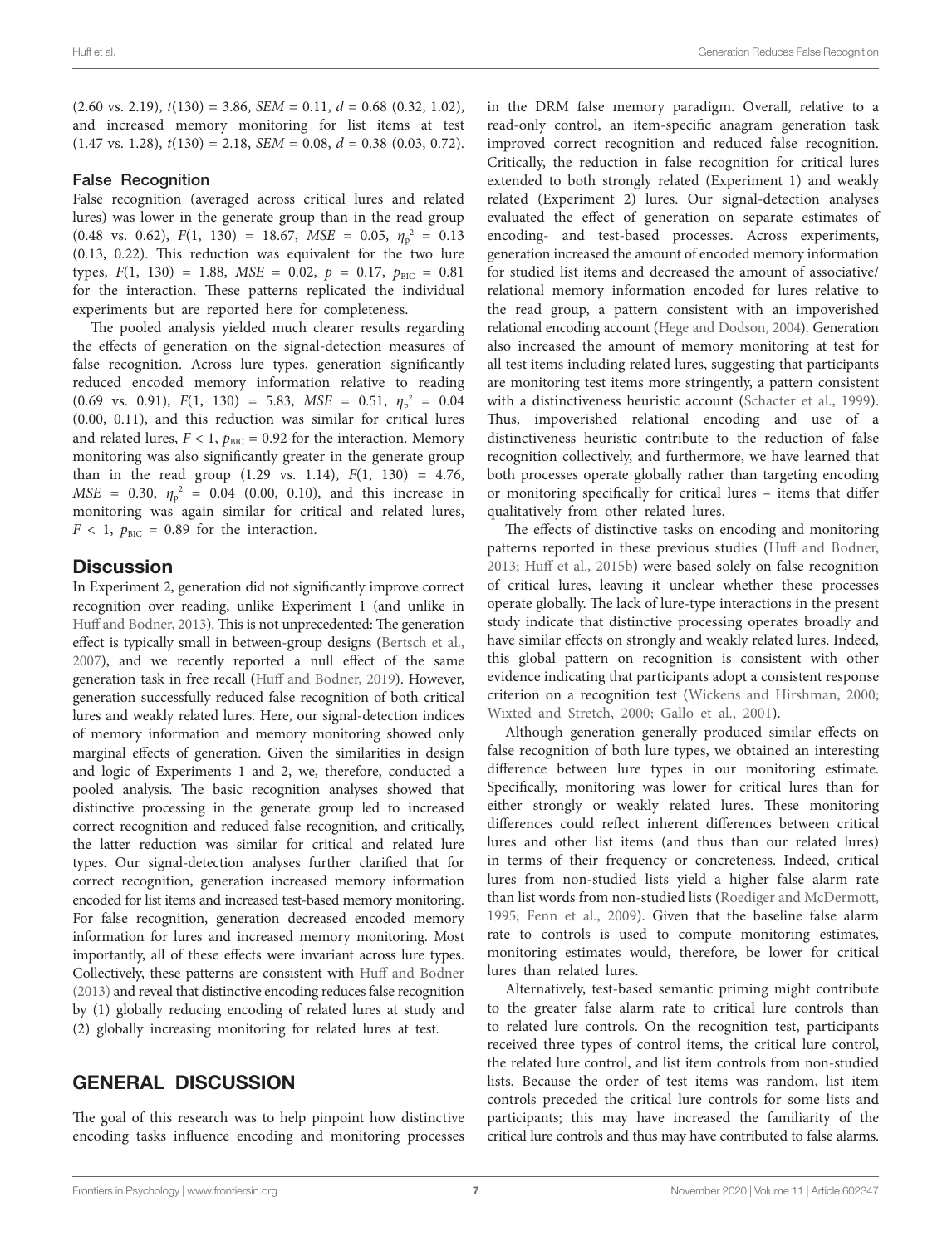(2.60 vs. 2.19), $t(130) = 3.86$, $SEM = 0.11$, $d = 0.68$ (0.32, 1.02), and increased memory monitoring for list items at test (1.47 vs. 1.28), $t(130) = 2.18$, $SEM = 0.08$, $d = 0.38$ (0.03, 0.72).

### False Recognition

False recognition (averaged across critical lures and related lures) was lower in the generate group than in the read group (0.48 vs. 0.62), $F(1, 130) = 18.67$, $MSE = 0.05$, $\eta_p^2 = 0.13$ (0.13, 0.22). This reduction was equivalent for the two lure types, $F(1, 130) = 1.88$, $MSE = 0.02$, $p = 0.17$, $p_{BIC} = 0.81$ for the interaction. These patterns replicated the individual experiments but are reported here for completeness.

The pooled analysis yielded much clearer results regarding the effects of generation on the signal-detection measures of false recognition. Across lure types, generation significantly reduced encoded memory information relative to reading (0.69 vs. 0.91), $F(1, 130) = 5.83$, $MSE = 0.51$, $\eta_p^2 = 0.04$ (0.00, 0.11), and this reduction was similar for critical lures and related lures, $F < 1$, $p_{BIC} = 0.92$ for the interaction. Memory monitoring was also significantly greater in the generate group than in the read group (1.29 vs. 1.14), $F(1, 130) = 4.76$, $MSE = 0.30$, $\eta_p^2 = 0.04$ (0.00, 0.10), and this increase in monitoring was again similar for critical and related lures, $F < 1$, $p_{BIC} = 0.89$ for the interaction.

## Discussion

In Experiment 2, generation did not significantly improve correct recognition over reading, unlike Experiment 1 (and unlike in Huff and Bodner, 2013). This is not unprecedented: The generation effect is typically small in between-group designs (Bertsch et al., 2007), and we recently reported a null effect of the same generation task in free recall (Huff and Bodner, 2019). However, generation successfully reduced false recognition of both critical lures and weakly related lures. Here, our signal-detection indices of memory information and memory monitoring showed only marginal effects of generation. Given the similarities in design and logic of Experiments 1 and 2, we, therefore, conducted a pooled analysis. The basic recognition analyses showed that distinctive processing in the generate group led to increased correct recognition and reduced false recognition, and critically, the latter reduction was similar for critical and related lure types. Our signal-detection analyses further clarified that for correct recognition, generation increased memory information encoded for list items and increased test-based memory monitoring. For false recognition, generation decreased encoded memory information for lures and increased memory monitoring. Most importantly, all of these effects were invariant across lure types. Collectively, these patterns are consistent with Huff and Bodner (2013) and reveal that distinctive encoding reduces false recognition by (1) globally reducing encoding of related lures at study and (2) globally increasing monitoring for related lures at test.

# GENERAL DISCUSSION

The goal of this research was to help pinpoint how distinctive encoding tasks influence encoding and monitoring processes in the DRM false memory paradigm. Overall, relative to a read-only control, an item-specific anagram generation task improved correct recognition and reduced false recognition. Critically, the reduction in false recognition for critical lures extended to both strongly related (Experiment 1) and weakly related (Experiment 2) lures. Our signal-detection analyses evaluated the effect of generation on separate estimates of encoding- and test-based processes. Across experiments, generation increased the amount of encoded memory information for studied list items and decreased the amount of associative/relational memory information encoded for lures relative to the read group, a pattern consistent with an impoverished relational encoding account (Hege and Dodson, 2004). Generation also increased the amount of memory monitoring at test for all test items including related lures, suggesting that participants are monitoring test items more stringently, a pattern consistent with a distinctiveness heuristic account (Schacter et al., 1999). Thus, impoverished relational encoding and use of a distinctiveness heuristic contribute to the reduction of false recognition collectively, and furthermore, we have learned that both processes operate globally rather than targeting encoding or monitoring specifically for critical lures – items that differ qualitatively from other related lures.

The effects of distinctive tasks on encoding and monitoring patterns reported in these previous studies (Huff and Bodner, 2013; Huff et al., 2015b) were based solely on false recognition of critical lures, leaving it unclear whether these processes operate globally. The lack of lure-type interactions in the present study indicate that distinctive processing operates broadly and have similar effects on strongly and weakly related lures. Indeed, this global pattern on recognition is consistent with other evidence indicating that participants adopt a consistent response criterion on a recognition test (Wickens and Hirshman, 2000; Wixted and Stretch, 2000; Gallo et al., 2001).

Although generation generally produced similar effects on false recognition of both lure types, we obtained an interesting difference between lure types in our monitoring estimate. Specifically, monitoring was lower for critical lures than for either strongly or weakly related lures. These monitoring differences could reflect inherent differences between critical lures and other list items (and thus than our related lures) in terms of their frequency or concreteness. Indeed, critical lures from non-studied lists yield a higher false alarm rate than list words from non-studied lists (Roediger and McDermott, 1995; Fenn et al., 2009). Given that the baseline false alarm rate to controls is used to compute monitoring estimates, monitoring estimates would, therefore, be lower for critical lures than related lures.

Alternatively, test-based semantic priming might contribute to the greater false alarm rate to critical lure controls than to related lure controls. On the recognition test, participants received three types of control items, the critical lure control, the related lure control, and list item controls from non-studied lists. Because the order of test items was random, list item controls preceded the critical lure controls for some lists and participants; this may have increased the familiarity of the critical lure controls and thus may have contributed to false alarms.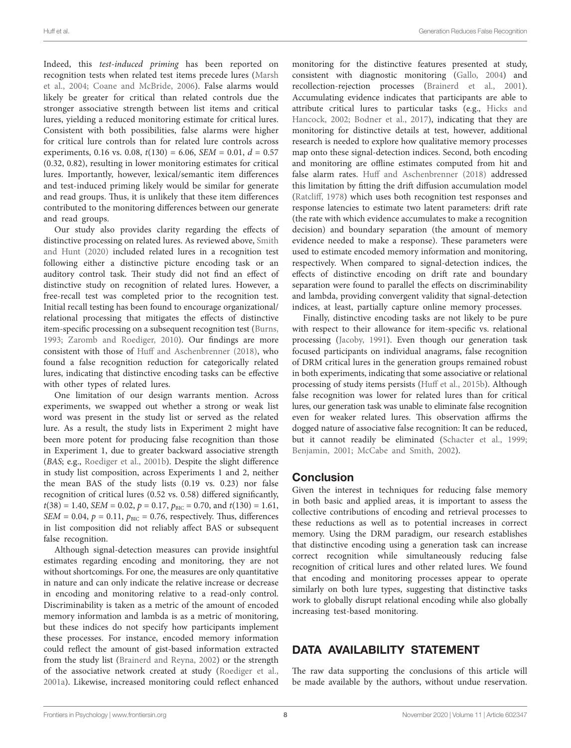Indeed, this *test-induced priming* has been reported on recognition tests when related test items precede lures (Marsh et al., 2004; Coane and McBride, 2006). False alarms would likely be greater for critical than related controls due the stronger associative strength between list items and critical lures, yielding a reduced monitoring estimate for critical lures. Consistent with both possibilities, false alarms were higher for critical lure controls than for related lure controls across experiments, 0.16 vs. 0.08, $t(130) = 6.06$, $SEM = 0.01$, $d = 0.57$ (0.32, 0.82), resulting in lower monitoring estimates for critical lures. Importantly, however, lexical/semantic item differences and test-induced priming likely would be similar for generate and read groups. Thus, it is unlikely that these item differences contributed to the monitoring differences between our generate and read groups.

Our study also provides clarity regarding the effects of distinctive processing on related lures. As reviewed above, Smith and Hunt (2020) included related lures in a recognition test following either a distinctive picture encoding task or an auditory control task. Their study did not find an effect of distinctive study on recognition of related lures. However, a free-recall test was completed prior to the recognition test. Initial recall testing has been found to encourage organizational/relational processing that mitigates the effects of distinctive item-specific processing on a subsequent recognition test (Burns, 1993; Zaromb and Roediger, 2010). Our findings are more consistent with those of Huff and Aschenbrenner (2018), who found a false recognition reduction for categorically related lures, indicating that distinctive encoding tasks can be effective with other types of related lures.

One limitation of our design warrants mention. Across experiments, we swapped out whether a strong or weak list word was present in the study list or served as the related lure. As a result, the study lists in Experiment 2 might have been more potent for producing false recognition than those in Experiment 1, due to greater backward associative strength (*BAS*; e.g., Roediger et al., 2001b). Despite the slight difference in study list composition, across Experiments 1 and 2, neither the mean BAS of the study lists (0.19 vs. 0.23) nor false recognition of critical lures (0.52 vs. 0.58) differed significantly, $t(38) = 1.40$, $SEM = 0.02$, $p = 0.17$, $p_{\text{BIC}} = 0.70$, and $t(130) = 1.61$, $SEM = 0.04$, $p = 0.11$, $p_{\text{BIC}} = 0.76$, respectively. Thus, differences in list composition did not reliably affect BAS or subsequent false recognition.

Although signal-detection measures can provide insightful estimates regarding encoding and monitoring, they are not without shortcomings. For one, the measures are only quantitative in nature and can only indicate the relative increase or decrease in encoding and monitoring relative to a read-only control. Discriminability is taken as a metric of the amount of encoded memory information and lambda is as a metric of monitoring, but these indices do not specify how participants implement these processes. For instance, encoded memory information could reflect the amount of gist-based information extracted from the study list (Brainerd and Reyna, 2002) or the strength of the associative network created at study (Roediger et al., 2001a). Likewise, increased monitoring could reflect enhanced monitoring for the distinctive features presented at study, consistent with diagnostic monitoring (Gallo, 2004) and recollection-rejection processes (Brainerd et al., 2001). Accumulating evidence indicates that participants are able to attribute critical lures to particular tasks (e.g., Hicks and Hancock, 2002; Bodner et al., 2017), indicating that they are monitoring for distinctive details at test, however, additional research is needed to explore how qualitative memory processes map onto these signal-detection indices. Second, both encoding and monitoring are offline estimates computed from hit and false alarm rates. Huff and Aschenbrenner (2018) addressed this limitation by fitting the drift diffusion accumulation model (Ratcliff, 1978) which uses both recognition test responses and response latencies to estimate two latent parameters: drift rate (the rate with which evidence accumulates to make a recognition decision) and boundary separation (the amount of memory evidence needed to make a response). These parameters were used to estimate encoded memory information and monitoring, respectively. When compared to signal-detection indices, the effects of distinctive encoding on drift rate and boundary separation were found to parallel the effects on discriminability and lambda, providing convergent validity that signal-detection indices, at least, partially capture online memory processes.

Finally, distinctive encoding tasks are not likely to be pure with respect to their allowance for item-specific vs. relational processing (Jacoby, 1991). Even though our generation task focused participants on individual anagrams, false recognition of DRM critical lures in the generation groups remained robust in both experiments, indicating that some associative or relational processing of study items persists (Huff et al., 2015b). Although false recognition was lower for related lures than for critical lures, our generation task was unable to eliminate false recognition even for weaker related lures. This observation affirms the dogged nature of associative false recognition: It can be reduced, but it cannot readily be eliminated (Schacter et al., 1999; Benjamin, 2001; McCabe and Smith, 2002).

## Conclusion

Given the interest in techniques for reducing false memory in both basic and applied areas, it is important to assess the collective contributions of encoding and retrieval processes to these reductions as well as to potential increases in correct memory. Using the DRM paradigm, our research establishes that distinctive encoding using a generation task can increase correct recognition while simultaneously reducing false recognition of critical lures and other related lures. We found that encoding and monitoring processes appear to operate similarly on both lure types, suggesting that distinctive tasks work to globally disrupt relational encoding while also globally increasing test-based monitoring.

# DATA AVAILABILITY STATEMENT

The raw data supporting the conclusions of this article will be made available by the authors, without undue reservation.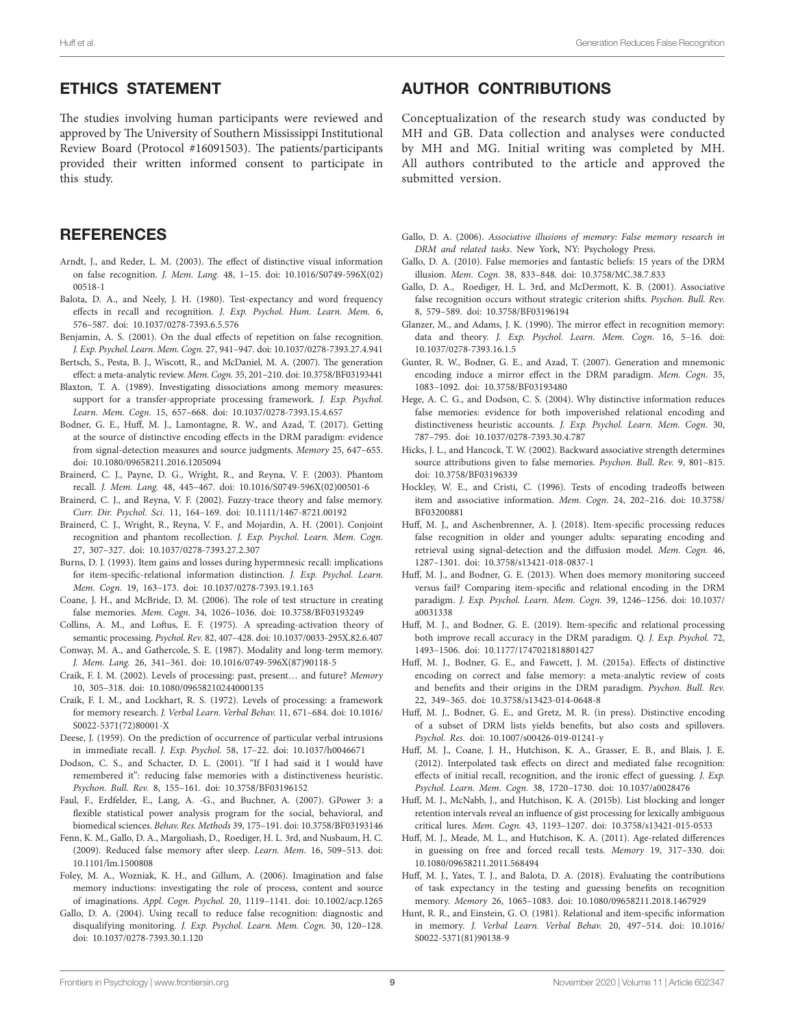## ETHICS STATEMENT

The studies involving human participants were reviewed and approved by The University of Southern Mississippi Institutional Review Board (Protocol #16091503). The patients/participants provided their written informed consent to participate in this study.

## AUTHOR CONTRIBUTIONS

Conceptualization of the research study was conducted by MH and GB. Data collection and analyses were conducted by MH and MG. Initial writing was completed by MH. All authors contributed to the article and approved the submitted version.

## REFERENCES

Arndt, J., and Reder, L. M. (2003). The effect of distinctive visual information on false recognition. *J. Mem. Lang.* 48, 1–15. doi: 10.1016/S0749-596X(02)00518-1

Balota, D. A., and Neely, J. H. (1980). Test-expectancy and word frequency effects in recall and recognition. *J. Exp. Psychol. Hum. Learn. Mem.* 6, 576–587. doi: 10.1037/0278-7393.6.5.576

Benjamin, A. S. (2001). On the dual effects of repetition on false recognition. *J. Exp. Psychol. Learn. Mem. Cogn.* 27, 941–947. doi: 10.1037/0278-7393.27.4.941

Bertsch, S., Pesta, B. J., Wiscott, R., and McDaniel, M. A. (2007). The generation effect: a meta-analytic review. *Mem. Cogn.* 35, 201–210. doi: 10.3758/BF03193441

Blaxton, T. A. (1989). Investigating dissociations among memory measures: support for a transfer-appropriate processing framework. *J. Exp. Psychol. Learn. Mem. Cogn.* 15, 657–668. doi: 10.1037/0278-7393.15.4.657

Bodner, G. E., Huff, M. J., Lamontagne, R. W., and Azad, T. (2017). Getting at the source of distinctive encoding effects in the DRM paradigm: evidence from signal-detection measures and source judgments. *Memory* 25, 647–655. doi: 10.1080/09658211.2016.1205094

Brainerd, C. J., Payne, D. G., Wright, R., and Reyna, V. F. (2003). Phantom recall. *J. Mem. Lang.* 48, 445–467. doi: 10.1016/S0749-596X(02)00501-6

Brainerd, C. J., and Reyna, V. F. (2002). Fuzzy-trace theory and false memory. *Curr. Dir. Psychol. Sci.* 11, 164–169. doi: 10.1111/1467-8721.00192

Brainerd, C. J., Wright, R., Reyna, V. F., and Mojardin, A. H. (2001). Conjoint recognition and phantom recollection. *J. Exp. Psychol. Learn. Mem. Cogn.* 27, 307–327. doi: 10.1037/0278-7393.27.2.307

Burns, D. J. (1993). Item gains and losses during hypermnesic recall: implications for item-specific-relational information distinction. *J. Exp. Psychol. Learn. Mem. Cogn.* 19, 163–173. doi: 10.1037/0278-7393.19.1.163

Coane, J. H., and McBride, D. M. (2006). The role of test structure in creating false memories. *Mem. Cogn.* 34, 1026–1036. doi: 10.3758/BF03193249

Collins, A. M., and Loftus, E. F. (1975). A spreading-activation theory of semantic processing. *Psychol. Rev.* 82, 407–428. doi: 10.1037/0033-295X.82.6.407

Conway, M. A., and Gathercole, S. E. (1987). Modality and long-term memory. *J. Mem. Lang.* 26, 341–361. doi: 10.1016/0749-596X(87)90118-5

Craik, F. I. M. (2002). Levels of processing: past, present… and future? *Memory* 10, 305–318. doi: 10.1080/09658210244000135

Craik, F. I. M., and Lockhart, R. S. (1972). Levels of processing: a framework for memory research. *J. Verbal Learn. Verbal Behav.* 11, 671–684. doi: 10.1016/S0022-5371(72)80001-X

Deese, J. (1959). On the prediction of occurrence of particular verbal intrusions in immediate recall. *J. Exp. Psychol.* 58, 17–22. doi: 10.1037/h0046671

Dodson, C. S., and Schacter, D. L. (2001). "If I had said it I would have remembered it": reducing false memories with a distinctiveness heuristic. *Psychon. Bull. Rev.* 8, 155–161. doi: 10.3758/BF03196152

Faul, F., Erdfelder, E., Lang, A. -G., and Buchner, A. (2007). GPower 3: a flexible statistical power analysis program for the social, behavioral, and biomedical sciences. *Behav. Res. Methods* 39, 175–191. doi: 10.3758/BF03193146

Fenn, K. M., Gallo, D. A., Margoliash, D., Roediger, H. L. 3rd, and Nusbaum, H. C. (2009). Reduced false memory after sleep. *Learn. Mem.* 16, 509–513. doi: 10.1101/lm.1500808

Foley, M. A., Wozniak, K. H., and Gillum, A. (2006). Imagination and false memory inductions: investigating the role of process, content and source of imaginations. *Appl. Cogn. Psychol.* 20, 1119–1141. doi: 10.1002/acp.1265

Gallo, D. A. (2004). Using recall to reduce false recognition: diagnostic and disqualifying monitoring. *J. Exp. Psychol. Learn. Mem. Cogn.* 30, 120–128. doi: 10.1037/0278-7393.30.1.120

Gallo, D. A. (2006). *Associative illusions of memory: False memory research in DRM and related tasks*. New York, NY: Psychology Press.

Gallo, D. A. (2010). False memories and fantastic beliefs: 15 years of the DRM illusion. *Mem. Cogn.* 38, 833–848. doi: 10.3758/MC.38.7.833

Gallo, D. A., Roediger, H. L. 3rd, and McDermott, K. B. (2001). Associative false recognition occurs without strategic criterion shifts. *Psychon. Bull. Rev.* 8, 579–589. doi: 10.3758/BF03196194

Glanzer, M., and Adams, J. K. (1990). The mirror effect in recognition memory: data and theory. *J. Exp. Psychol. Learn. Mem. Cogn.* 16, 5–16. doi: 10.1037/0278-7393.16.1.5

Gunter, R. W., Bodner, G. E., and Azad, T. (2007). Generation and mnemonic encoding induce a mirror effect in the DRM paradigm. *Mem. Cogn.* 35, 1083–1092. doi: 10.3758/BF03193480

Hege, A. C. G., and Dodson, C. S. (2004). Why distinctive information reduces false memories: evidence for both impoverished relational encoding and distinctiveness heuristic accounts. *J. Exp. Psychol. Learn. Mem. Cogn.* 30, 787–795. doi: 10.1037/0278-7393.30.4.787

Hicks, J. L., and Hancock, T. W. (2002). Backward associative strength determines source attributions given to false memories. *Psychon. Bull. Rev.* 9, 801–815. doi: 10.3758/BF03196339

Hockley, W. E., and Cristi, C. (1996). Tests of encoding tradeoffs between item and associative information. *Mem. Cogn.* 24, 202–216. doi: 10.3758/BF03200881

Huff, M. J., and Aschenbrenner, A. J. (2018). Item-specific processing reduces false recognition in older and younger adults: separating encoding and retrieval using signal-detection and the diffusion model. *Mem. Cogn.* 46, 1287–1301. doi: 10.3758/s13421-018-0837-1

Huff, M. J., and Bodner, G. E. (2013). When does memory monitoring succeed versus fail? Comparing item-specific and relational encoding in the DRM paradigm. *J. Exp. Psychol. Learn. Mem. Cogn.* 39, 1246–1256. doi: 10.1037/a0031338

Huff, M. J., and Bodner, G. E. (2019). Item-specific and relational processing both improve recall accuracy in the DRM paradigm. *Q. J. Exp. Psychol.* 72, 1493–1506. doi: 10.1177/1747021818801427

Huff, M. J., Bodner, G. E., and Fawcett, J. M. (2015a). Effects of distinctive encoding on correct and false memory: a meta-analytic review of costs and benefits and their origins in the DRM paradigm. *Psychon. Bull. Rev.* 22, 349–365. doi: 10.3758/s13423-014-0648-8

Huff, M. J., Bodner, G. E., and Gretz, M. R. (in press). Distinctive encoding of a subset of DRM lists yields benefits, but also costs and spillovers. *Psychol. Res.* doi: 10.1007/s00426-019-01241-y

Huff, M. J., Coane, J. H., Hutchison, K. A., Grasser, E. B., and Blais, J. E. (2012). Interpolated task effects on direct and mediated false recognition: effects of initial recall, recognition, and the ironic effect of guessing. *J. Exp. Psychol. Learn. Mem. Cogn.* 38, 1720–1730. doi: 10.1037/a0028476

Huff, M. J., McNabb, J., and Hutchison, K. A. (2015b). List blocking and longer retention intervals reveal an influence of gist processing for lexically ambiguous critical lures. *Mem. Cogn.* 43, 1193–1207. doi: 10.3758/s13421-015-0533

Huff, M. J., Meade, M. L., and Hutchison, K. A. (2011). Age-related differences in guessing on free and forced recall tests. *Memory* 19, 317–330. doi: 10.1080/09658211.2011.568494

Huff, M. J., Yates, T. J., and Balota, D. A. (2018). Evaluating the contributions of task expectancy in the testing and guessing benefits on recognition memory. *Memory* 26, 1065–1083. doi: 10.1080/09658211.2018.1467929

Hunt, R. R., and Einstein, G. O. (1981). Relational and item-specific information in memory. *J. Verbal Learn. Verbal Behav.* 20, 497–514. doi: 10.1016/S0022-5371(81)90138-9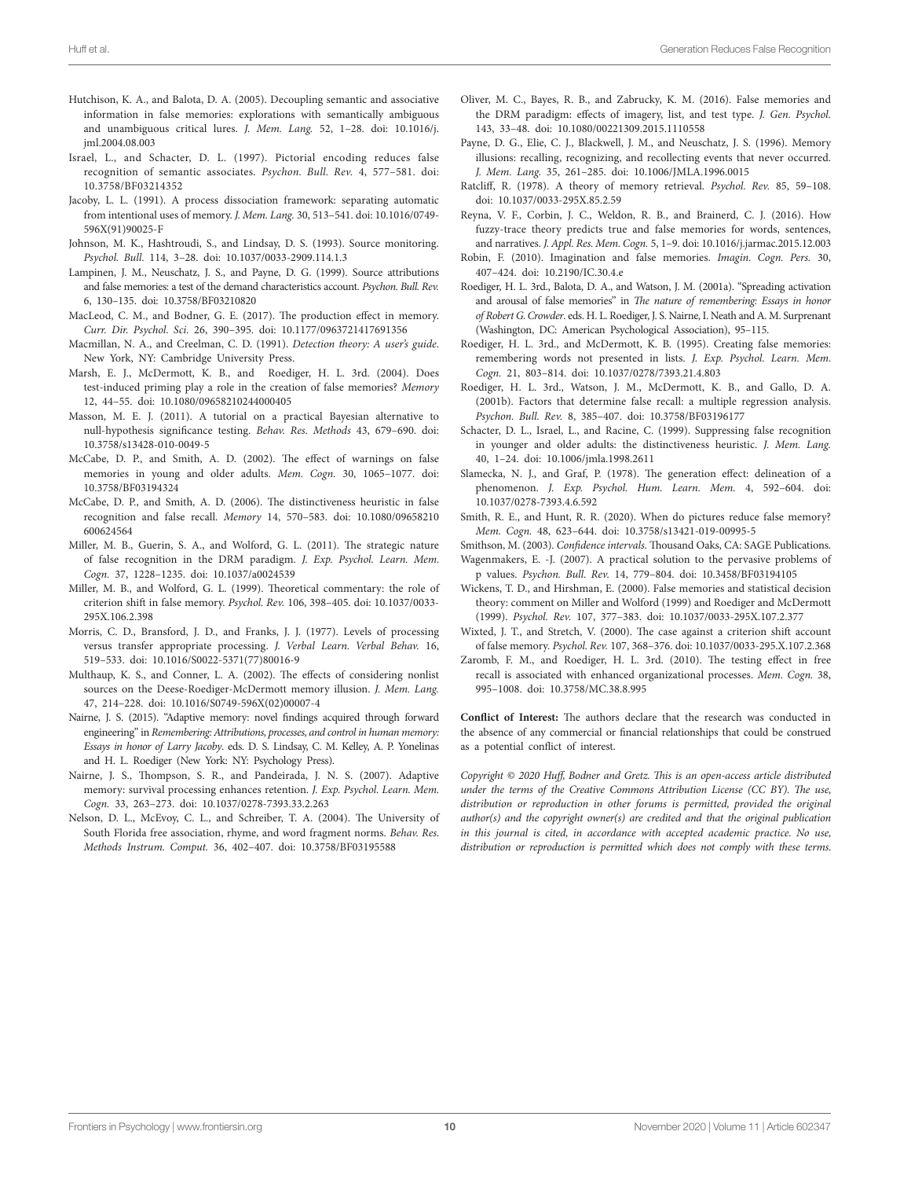Hutchison, K. A., and Balota, D. A. (2005). Decoupling semantic and associative information in false memories: explorations with semantically ambiguous and unambiguous critical lures. *J. Mem. Lang.* 52, 1–28. doi: 10.1016/j.jml.2004.08.003

Israel, L., and Schacter, D. L. (1997). Pictorial encoding reduces false recognition of semantic associates. *Psychon. Bull. Rev.* 4, 577–581. doi: 10.3758/BF03214352

Jacoby, L. L. (1991). A process dissociation framework: separating automatic from intentional uses of memory. *J. Mem. Lang.* 30, 513–541. doi: 10.1016/0749-596X(91)90025-F

Johnson, M. K., Hashtroudi, S., and Lindsay, D. S. (1993). Source monitoring. *Psychol. Bull.* 114, 3–28. doi: 10.1037/0033-2909.114.1.3

Lampinen, J. M., Neuschatz, J. S., and Payne, D. G. (1999). Source attributions and false memories: a test of the demand characteristics account. *Psychon. Bull. Rev.* 6, 130–135. doi: 10.3758/BF03210820

MacLeod, C. M., and Bodner, G. E. (2017). The production effect in memory. *Curr. Dir. Psychol. Sci.* 26, 390–395. doi: 10.1177/0963721417691356

Macmillan, N. A., and Creelman, C. D. (1991). *Detection theory: A user's guide*. New York, NY: Cambridge University Press.

Marsh, E. J., McDermott, K. B., and Roediger, H. L. 3rd. (2004). Does test-induced priming play a role in the creation of false memories? *Memory* 12, 44–55. doi: 10.1080/09658210244000405

Masson, M. E. J. (2011). A tutorial on a practical Bayesian alternative to null-hypothesis significance testing. *Behav. Res. Methods* 43, 679–690. doi: 10.3758/s13428-010-0049-5

McCabe, D. P., and Smith, A. D. (2002). The effect of warnings on false memories in young and older adults. *Mem. Cogn.* 30, 1065–1077. doi: 10.3758/BF03194324

McCabe, D. P., and Smith, A. D. (2006). The distinctiveness heuristic in false recognition and false recall. *Memory* 14, 570–583. doi: 10.1080/09658210600624564

Miller, M. B., Guerin, S. A., and Wolford, G. L. (2011). The strategic nature of false recognition in the DRM paradigm. *J. Exp. Psychol. Learn. Mem. Cogn.* 37, 1228–1235. doi: 10.1037/a0024539

Miller, M. B., and Wolford, G. L. (1999). Theoretical commentary: the role of criterion shift in false memory. *Psychol. Rev.* 106, 398–405. doi: 10.1037/0033-295X.106.2.398

Morris, C. D., Bransford, J. D., and Franks, J. J. (1977). Levels of processing versus transfer appropriate processing. *J. Verbal Learn. Verbal Behav.* 16, 519–533. doi: 10.1016/S0022-5371(77)80016-9

Multhaup, K. S., and Conner, L. A. (2002). The effects of considering nonlist sources on the Deese-Roediger-McDermott memory illusion. *J. Mem. Lang.* 47, 214–228. doi: 10.1016/S0749-596X(02)00007-4

Nairne, J. S. (2015). "Adaptive memory: novel findings acquired through forward engineering" in *Remembering: Attributions, processes, and control in human memory: Essays in honor of Larry Jacoby*. eds. D. S. Lindsay, C. M. Kelley, A. P. Yonelinas and H. L. Roediger (New York: NY: Psychology Press).

Nairne, J. S., Thompson, S. R., and Pandeirada, J. N. S. (2007). Adaptive memory: survival processing enhances retention. *J. Exp. Psychol. Learn. Mem. Cogn.* 33, 263–273. doi: 10.1037/0278-7393.33.2.263

Nelson, D. L., McEvoy, C. L., and Schreiber, T. A. (2004). The University of South Florida free association, rhyme, and word fragment norms. *Behav. Res. Methods Instrum. Comput.* 36, 402–407. doi: 10.3758/BF03195588

Oliver, M. C., Bayes, R. B., and Zabrucky, K. M. (2016). False memories and the DRM paradigm: effects of imagery, list, and test type. *J. Gen. Psychol.* 143, 33–48. doi: 10.1080/00221309.2015.1110558

Payne, D. G., Elie, C. J., Blackwell, J. M., and Neuschatz, J. S. (1996). Memory illusions: recalling, recognizing, and recollecting events that never occurred. *J. Mem. Lang.* 35, 261–285. doi: 10.1006/JMLA.1996.0015

Ratcliff, R. (1978). A theory of memory retrieval. *Psychol. Rev.* 85, 59–108. doi: 10.1037/0033-295X.85.2.59

Reyna, V. F., Corbin, J. C., Weldon, R. B., and Brainerd, C. J. (2016). How fuzzy-trace theory predicts true and false memories for words, sentences, and narratives. *J. Appl. Res. Mem. Cogn.* 5, 1–9. doi: 10.1016/j.jarmac.2015.12.003

Robin, F. (2010). Imagination and false memories. *Imagin. Cogn. Pers.* 30, 407–424. doi: 10.2190/IC.30.4.e

Roediger, H. L. 3rd., Balota, D. A., and Watson, J. M. (2001a). "Spreading activation and arousal of false memories" in *The nature of remembering: Essays in honor of Robert G. Crowder*. eds. H. L. Roediger, J. S. Nairne, I. Neath and A. M. Surprenant (Washington, DC: American Psychological Association), 95–115.

Roediger, H. L. 3rd., and McDermott, K. B. (1995). Creating false memories: remembering words not presented in lists. *J. Exp. Psychol. Learn. Mem. Cogn.* 21, 803–814. doi: 10.1037/0278/7393.21.4.803

Roediger, H. L. 3rd., Watson, J. M., McDermott, K. B., and Gallo, D. A. (2001b). Factors that determine false recall: a multiple regression analysis. *Psychon. Bull. Rev.* 8, 385–407. doi: 10.3758/BF03196177

Schacter, D. L., Israel, L., and Racine, C. (1999). Suppressing false recognition in younger and older adults: the distinctiveness heuristic. *J. Mem. Lang.* 40, 1–24. doi: 10.1006/jmla.1998.2611

Slamecka, N. J., and Graf, P. (1978). The generation effect: delineation of a phenomenon. *J. Exp. Psychol. Hum. Learn. Mem.* 4, 592–604. doi: 10.1037/0278-7393.4.6.592

Smith, R. E., and Hunt, R. R. (2020). When do pictures reduce false memory? *Mem. Cogn.* 48, 623–644. doi: 10.3758/s13421-019-00995-5

Smithson, M. (2003). *Confidence intervals*. Thousand Oaks, CA: SAGE Publications.

Wagenmakers, E. -J. (2007). A practical solution to the pervasive problems of p values. *Psychon. Bull. Rev.* 14, 779–804. doi: 10.3458/BF03194105

Wickens, T. D., and Hirshman, E. (2000). False memories and statistical decision theory: comment on Miller and Wolford (1999) and Roediger and McDermott (1999). *Psychol. Rev.* 107, 377–383. doi: 10.1037/0033-295X.107.2.377

Wixted, J. T., and Stretch, V. (2000). The case against a criterion shift account of false memory. *Psychol. Rev.* 107, 368–376. doi: 10.1037/0033-295X.107.2.368

Zaromb, F. M., and Roediger, H. L. 3rd. (2010). The testing effect in free recall is associated with enhanced organizational processes. *Mem. Cogn.* 38, 995–1008. doi: 10.3758/MC.38.8.995

**Conflict of Interest:** The authors declare that the research was conducted in the absence of any commercial or financial relationships that could be construed as a potential conflict of interest.

*Copyright © 2020 Huff, Bodner and Gretz. This is an open-access article distributed under the terms of the Creative Commons Attribution License (CC BY). The use, distribution or reproduction in other forums is permitted, provided the original author(s) and the copyright owner(s) are credited and that the original publication in this journal is cited, in accordance with accepted academic practice. No use, distribution or reproduction is permitted which does not comply with these terms.*